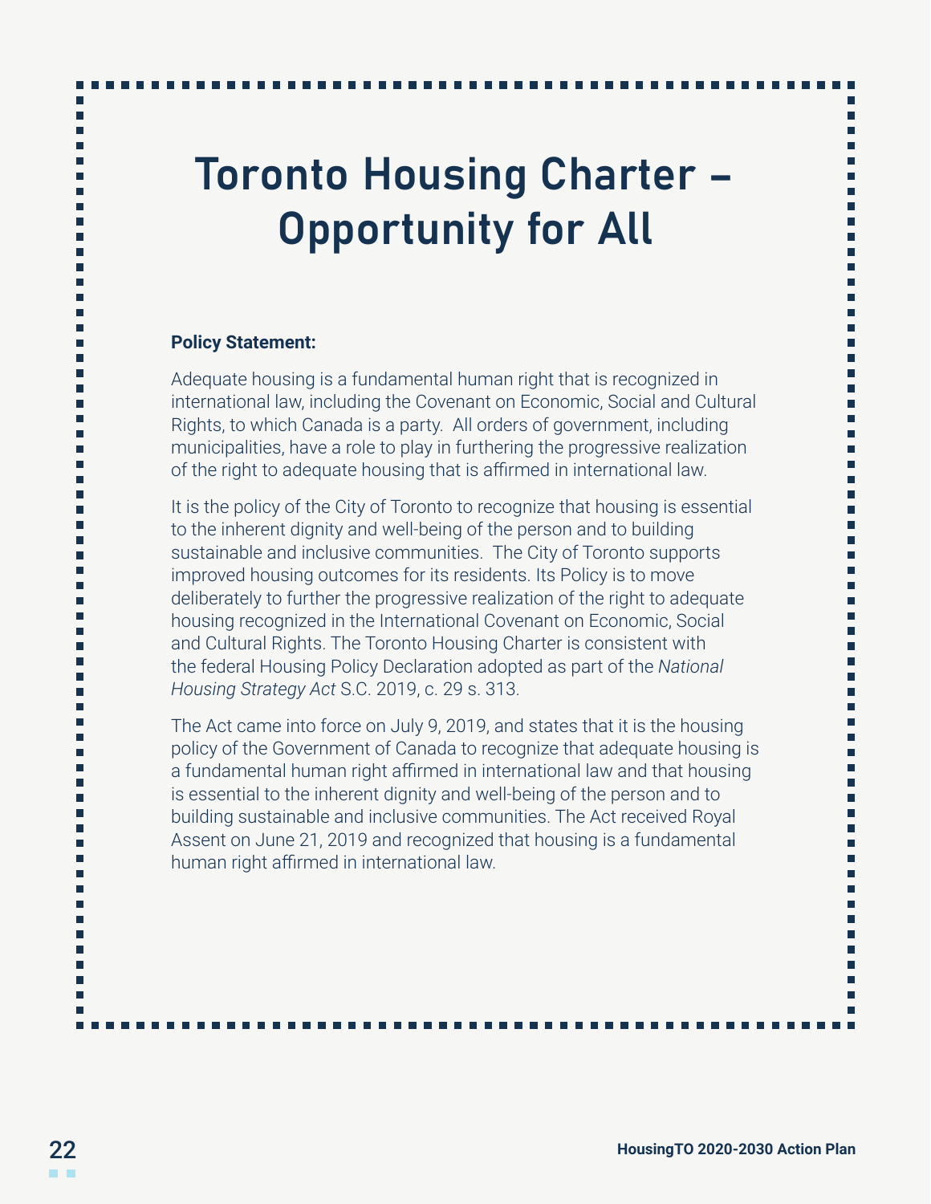# Toronto Housing Charter – Opportunity for All

**Policy Statement:**

Adequate housing is a fundamental human right that is recognized in international law, including the Covenant on Economic, Social and Cultural Rights, to which Canada is a party. All orders of government, including municipalities, have a role to play in furthering the progressive realization of the right to adequate housing that is affirmed in international law.

It is the policy of the City of Toronto to recognize that housing is essential to the inherent dignity and well-being of the person and to building sustainable and inclusive communities. The City of Toronto supports improved housing outcomes for its residents. Its Policy is to move deliberately to further the progressive realization of the right to adequate housing recognized in the International Covenant on Economic, Social and Cultural Rights. The Toronto Housing Charter is consistent with the federal Housing Policy Declaration adopted as part of the *National Housing Strategy Act* S.C. 2019, c. 29 s. 313.

The Act came into force on July 9, 2019, and states that it is the housing policy of the Government of Canada to recognize that adequate housing is a fundamental human right affirmed in international law and that housing is essential to the inherent dignity and well-being of the person and to building sustainable and inclusive communities. The Act received Royal Assent on June 21, 2019 and recognized that housing is a fundamental human right affirmed in international law.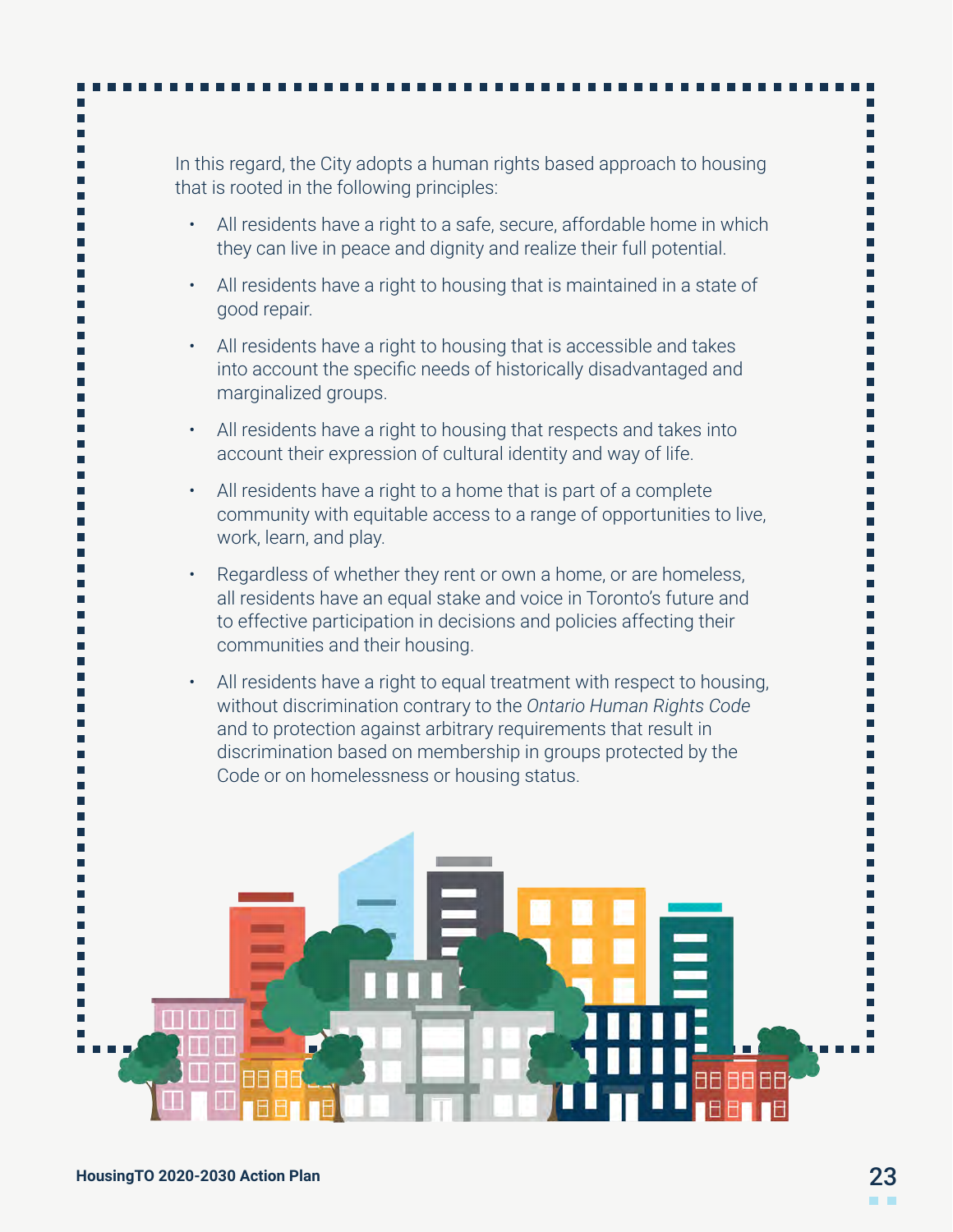In this regard, the City adopts a human rights based approach to housing that is rooted in the following principles:

- All residents have a right to a safe, secure, affordable home in which they can live in peace and dignity and realize their full potential.
- All residents have a right to housing that is maintained in a state of good repair.
- All residents have a right to housing that is accessible and takes into account the specific needs of historically disadvantaged and marginalized groups.
- All residents have a right to housing that respects and takes into account their expression of cultural identity and way of life.
- All residents have a right to a home that is part of a complete community with equitable access to a range of opportunities to live, work, learn, and play.
- Regardless of whether they rent or own a home, or are homeless, all residents have an equal stake and voice in Toronto's future and to effective participation in decisions and policies affecting their communities and their housing.
- All residents have a right to equal treatment with respect to housing, without discrimination contrary to the *Ontario Human Rights Code* and to protection against arbitrary requirements that result in discrimination based on membership in groups protected by the Code or on homelessness or housing status.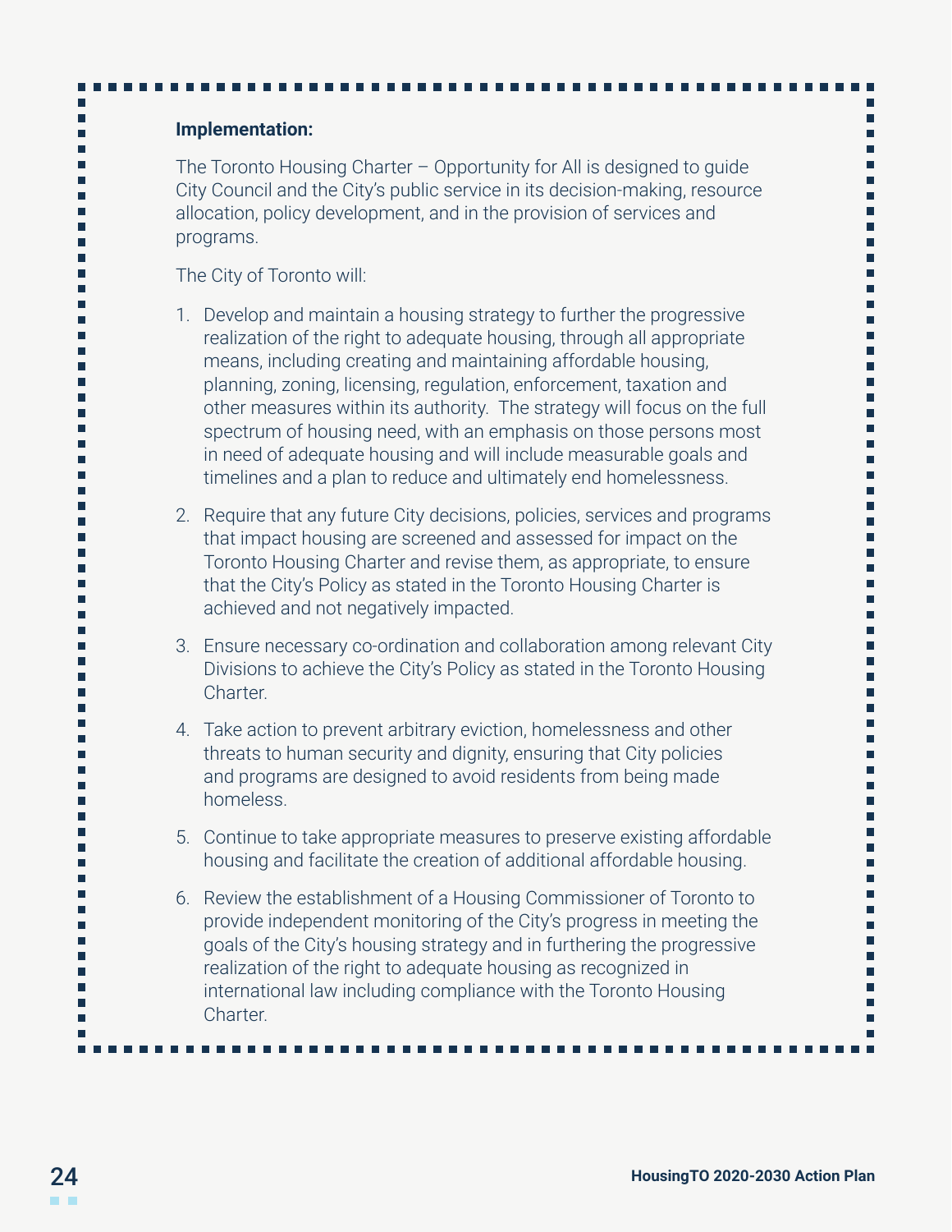**Implementation:**

The Toronto Housing Charter – Opportunity for All is designed to guide City Council and the City's public service in its decision-making, resource allocation, policy development, and in the provision of services and programs.

The City of Toronto will:

1. Develop and maintain a housing strategy to further the progressive realization of the right to adequate housing, through all appropriate means, including creating and maintaining affordable housing, planning, zoning, licensing, regulation, enforcement, taxation and other measures within its authority. The strategy will focus on the full spectrum of housing need, with an emphasis on those persons most in need of adequate housing and will include measurable goals and timelines and a plan to reduce and ultimately end homelessness.

2. Require that any future City decisions, policies, services and programs that impact housing are screened and assessed for impact on the Toronto Housing Charter and revise them, as appropriate, to ensure that the City's Policy as stated in the Toronto Housing Charter is achieved and not negatively impacted.

3. Ensure necessary co-ordination and collaboration among relevant City Divisions to achieve the City's Policy as stated in the Toronto Housing Charter.

4. Take action to prevent arbitrary eviction, homelessness and other threats to human security and dignity, ensuring that City policies and programs are designed to avoid residents from being made homeless.

5. Continue to take appropriate measures to preserve existing affordable housing and facilitate the creation of additional affordable housing.

6. Review the establishment of a Housing Commissioner of Toronto to provide independent monitoring of the City's progress in meeting the goals of the City's housing strategy and in furthering the progressive realization of the right to adequate housing as recognized in international law including compliance with the Toronto Housing Charter.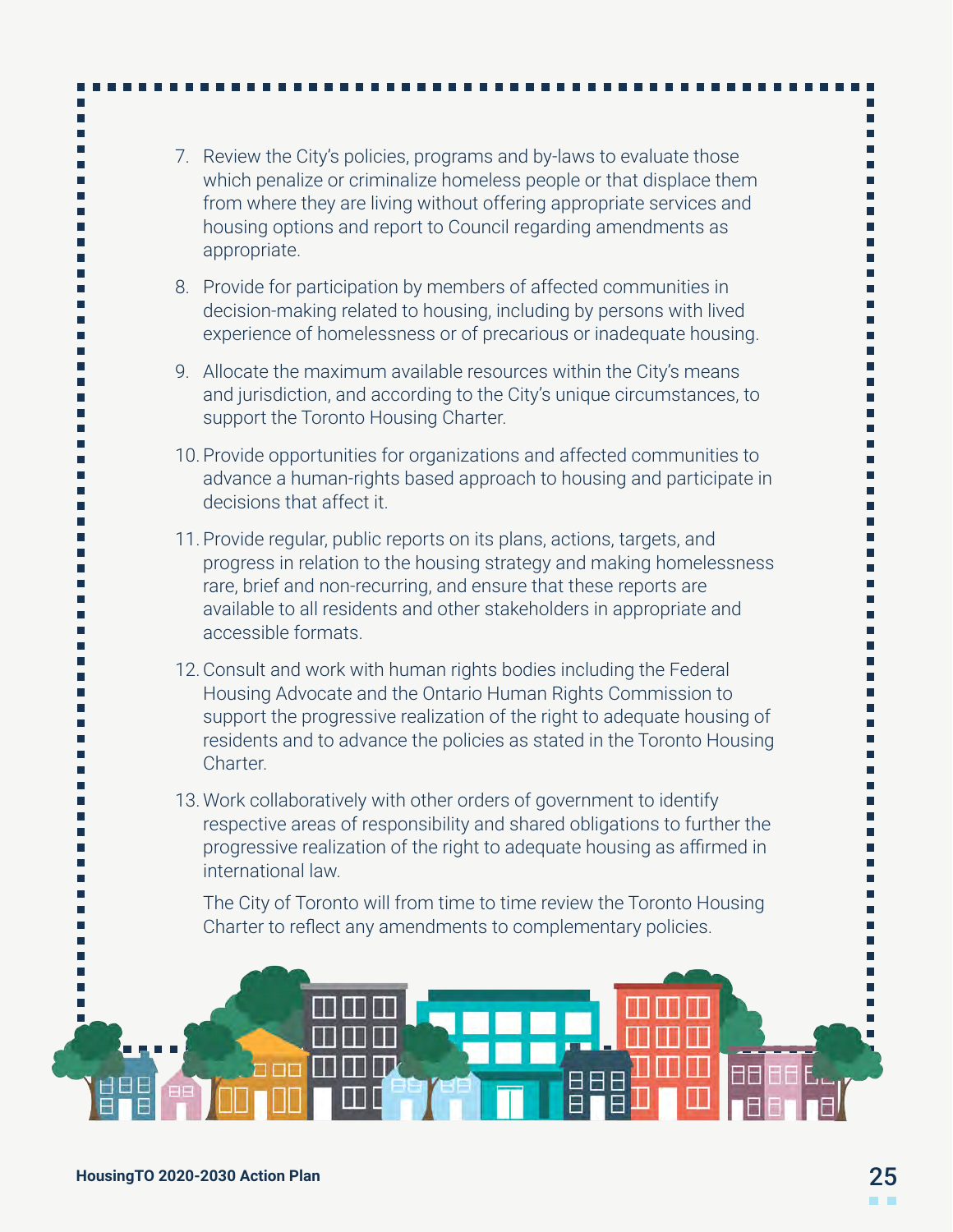7. Review the City's policies, programs and by-laws to evaluate those which penalize or criminalize homeless people or that displace them from where they are living without offering appropriate services and housing options and report to Council regarding amendments as appropriate.

8. Provide for participation by members of affected communities in decision-making related to housing, including by persons with lived experience of homelessness or of precarious or inadequate housing.

9. Allocate the maximum available resources within the City's means and jurisdiction, and according to the City's unique circumstances, to support the Toronto Housing Charter.

10. Provide opportunities for organizations and affected communities to advance a human-rights based approach to housing and participate in decisions that affect it.

11. Provide regular, public reports on its plans, actions, targets, and progress in relation to the housing strategy and making homelessness rare, brief and non-recurring, and ensure that these reports are available to all residents and other stakeholders in appropriate and accessible formats.

12. Consult and work with human rights bodies including the Federal Housing Advocate and the Ontario Human Rights Commission to support the progressive realization of the right to adequate housing of residents and to advance the policies as stated in the Toronto Housing Charter.

13. Work collaboratively with other orders of government to identify respective areas of responsibility and shared obligations to further the progressive realization of the right to adequate housing as affirmed in international law.

    The City of Toronto will from time to time review the Toronto Housing Charter to reflect any amendments to complementary policies.